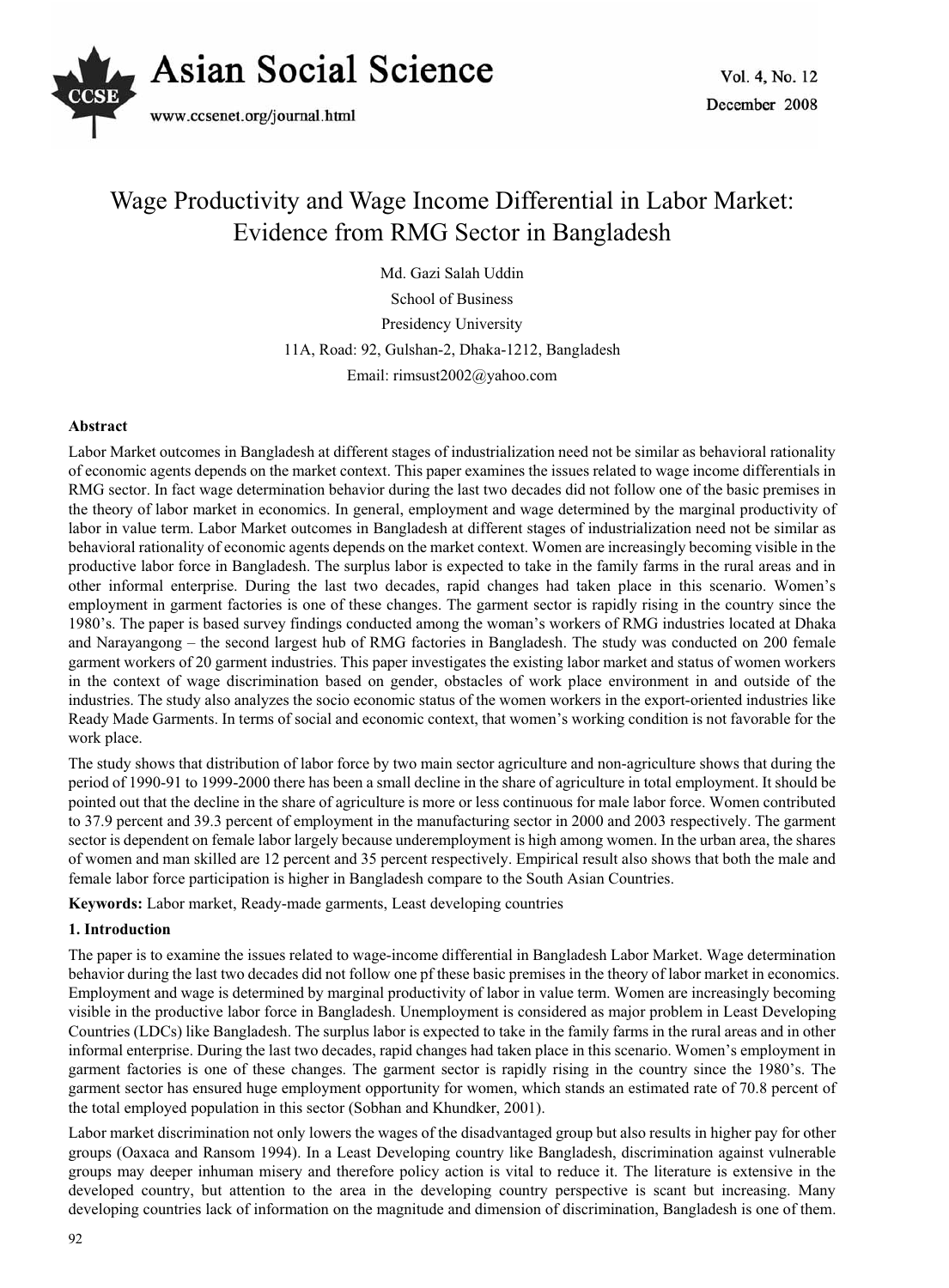# Wage Productivity and Wage Income Differential in Labor Market: Evidence from RMG Sector in Bangladesh

Md. Gazi Salah Uddin

School of Business

Presidency University

11A, Road: 92, Gulshan-2, Dhaka-1212, Bangladesh

Email: rimsust2002@yahoo.com

## Abstract

Labor Market outcomes in Bangladesh at different stages of industrialization need not be similar as behavioral rationality of economic agents depends on the market context. This paper examines the issues related to wage income differentials in RMG sector. In fact wage determination behavior during the last two decades did not follow one of the basic premises in the theory of labor market in economics. In general, employment and wage determined by the marginal productivity of labor in value term. Labor Market outcomes in Bangladesh at different stages of industrialization need not be similar as behavioral rationality of economic agents depends on the market context. Women are increasingly becoming visible in the productive labor force in Bangladesh. The surplus labor is expected to take in the family farms in the rural areas and in other informal enterprise. During the last two decades, rapid changes had taken place in this scenario. Women's employment in garment factories is one of these changes. The garment sector is rapidly rising in the country since the 1980's. The paper is based survey findings conducted among the woman's workers of RMG industries located at Dhaka and Narayangong – the second largest hub of RMG factories in Bangladesh. The study was conducted on 200 female garment workers of 20 garment industries. This paper investigates the existing labor market and status of women workers in the context of wage discrimination based on gender, obstacles of work place environment in and outside of the industries. The study also analyzes the socio economic status of the women workers in the export-oriented industries like Ready Made Garments. In terms of social and economic context, that women's working condition is not favorable for the work place.

The study shows that distribution of labor force by two main sector agriculture and non-agriculture shows that during the period of 1990-91 to 1999-2000 there has been a small decline in the share of agriculture in total employment. It should be pointed out that the decline in the share of agriculture is more or less continuous for male labor force. Women contributed to 37.9 percent and 39.3 percent of employment in the manufacturing sector in 2000 and 2003 respectively. The garment sector is dependent on female labor largely because underemployment is high among women. In the urban area, the shares of women and man skilled are 12 percent and 35 percent respectively. Empirical result also shows that both the male and female labor force participation is higher in Bangladesh compare to the South Asian Countries.

**Keywords:** Labor market, Ready-made garments, Least developing countries

## 1. Introduction

The paper is to examine the issues related to wage-income differential in Bangladesh Labor Market. Wage determination behavior during the last two decades did not follow one pf these basic premises in the theory of labor market in economics. Employment and wage is determined by marginal productivity of labor in value term. Women are increasingly becoming visible in the productive labor force in Bangladesh. Unemployment is considered as major problem in Least Developing Countries (LDCs) like Bangladesh. The surplus labor is expected to take in the family farms in the rural areas and in other informal enterprise. During the last two decades, rapid changes had taken place in this scenario. Women's employment in garment factories is one of these changes. The garment sector is rapidly rising in the country since the 1980's. The garment sector has ensured huge employment opportunity for women, which stands an estimated rate of 70.8 percent of the total employed population in this sector (Sobhan and Khundker, 2001).

Labor market discrimination not only lowers the wages of the disadvantaged group but also results in higher pay for other groups (Oaxaca and Ransom 1994). In a Least Developing country like Bangladesh, discrimination against vulnerable groups may deeper inhuman misery and therefore policy action is vital to reduce it. The literature is extensive in the developed country, but attention to the area in the developing country perspective is scant but increasing. Many developing countries lack of information on the magnitude and dimension of discrimination, Bangladesh is one of them.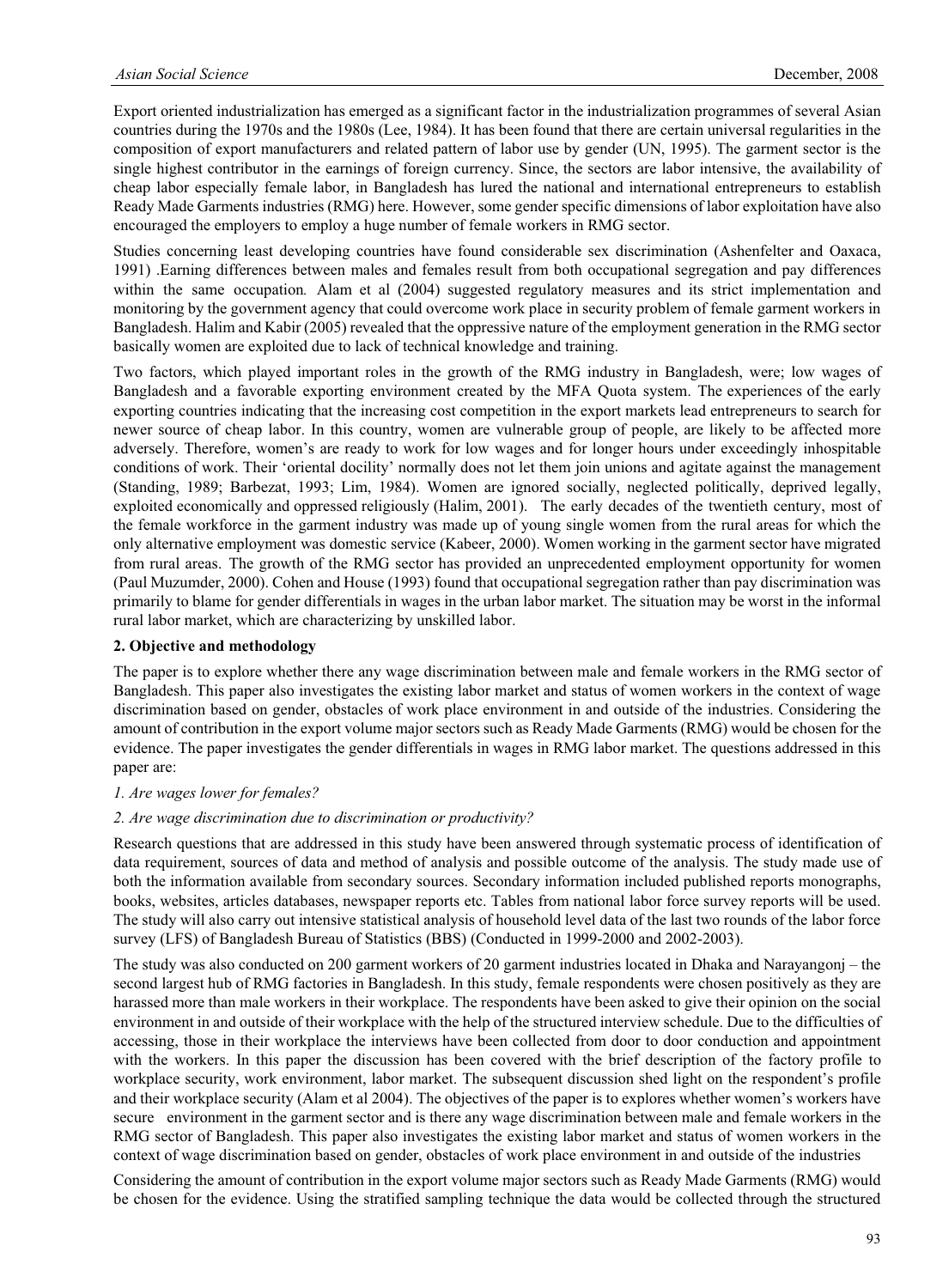Export oriented industrialization has emerged as a significant factor in the industrialization programmes of several Asian countries during the 1970s and the 1980s (Lee, 1984). It has been found that there are certain universal regularities in the composition of export manufacturers and related pattern of labor use by gender (UN, 1995). The garment sector is the single highest contributor in the earnings of foreign currency. Since, the sectors are labor intensive, the availability of cheap labor especially female labor, in Bangladesh has lured the national and international entrepreneurs to establish Ready Made Garments industries (RMG) here. However, some gender specific dimensions of labor exploitation have also encouraged the employers to employ a huge number of female workers in RMG sector.

Studies concerning least developing countries have found considerable sex discrimination (Ashenfelter and Oaxaca, 1991) .Earning differences between males and females result from both occupational segregation and pay differences within the same occupation*.* Alam et al (2004) suggested regulatory measures and its strict implementation and monitoring by the government agency that could overcome work place in security problem of female garment workers in Bangladesh. Halim and Kabir (2005) revealed that the oppressive nature of the employment generation in the RMG sector basically women are exploited due to lack of technical knowledge and training.

Two factors, which played important roles in the growth of the RMG industry in Bangladesh, were; low wages of Bangladesh and a favorable exporting environment created by the MFA Quota system. The experiences of the early exporting countries indicating that the increasing cost competition in the export markets lead entrepreneurs to search for newer source of cheap labor. In this country, women are vulnerable group of people, are likely to be affected more adversely. Therefore, women's are ready to work for low wages and for longer hours under exceedingly inhospitable conditions of work. Their 'oriental docility' normally does not let them join unions and agitate against the management (Standing, 1989; Barbezat, 1993; Lim, 1984). Women are ignored socially, neglected politically, deprived legally, exploited economically and oppressed religiously (Halim, 2001). The early decades of the twentieth century, most of the female workforce in the garment industry was made up of young single women from the rural areas for which the only alternative employment was domestic service (Kabeer, 2000). Women working in the garment sector have migrated from rural areas. The growth of the RMG sector has provided an unprecedented employment opportunity for women (Paul Muzumder, 2000). Cohen and House (1993) found that occupational segregation rather than pay discrimination was primarily to blame for gender differentials in wages in the urban labor market. The situation may be worst in the informal rural labor market, which are characterizing by unskilled labor.

**2. Objective and methodology**

The paper is to explore whether there any wage discrimination between male and female workers in the RMG sector of Bangladesh. This paper also investigates the existing labor market and status of women workers in the context of wage discrimination based on gender, obstacles of work place environment in and outside of the industries. Considering the amount of contribution in the export volume major sectors such as Ready Made Garments (RMG) would be chosen for the evidence. The paper investigates the gender differentials in wages in RMG labor market. The questions addressed in this paper are:

*1. Are wages lower for females?*

*2. Are wage discrimination due to discrimination or productivity?*

Research questions that are addressed in this study have been answered through systematic process of identification of data requirement, sources of data and method of analysis and possible outcome of the analysis. The study made use of both the information available from secondary sources. Secondary information included published reports monographs, books, websites, articles databases, newspaper reports etc. Tables from national labor force survey reports will be used. The study will also carry out intensive statistical analysis of household level data of the last two rounds of the labor force survey (LFS) of Bangladesh Bureau of Statistics (BBS) (Conducted in 1999-2000 and 2002-2003).

The study was also conducted on 200 garment workers of 20 garment industries located in Dhaka and Narayangonj – the second largest hub of RMG factories in Bangladesh. In this study, female respondents were chosen positively as they are harassed more than male workers in their workplace. The respondents have been asked to give their opinion on the social environment in and outside of their workplace with the help of the structured interview schedule. Due to the difficulties of accessing, those in their workplace the interviews have been collected from door to door conduction and appointment with the workers. In this paper the discussion has been covered with the brief description of the factory profile to workplace security, work environment, labor market. The subsequent discussion shed light on the respondent's profile and their workplace security (Alam et al 2004). The objectives of the paper is to explores whether women's workers have secure environment in the garment sector and is there any wage discrimination between male and female workers in the RMG sector of Bangladesh. This paper also investigates the existing labor market and status of women workers in the context of wage discrimination based on gender, obstacles of work place environment in and outside of the industries

Considering the amount of contribution in the export volume major sectors such as Ready Made Garments (RMG) would be chosen for the evidence. Using the stratified sampling technique the data would be collected through the structured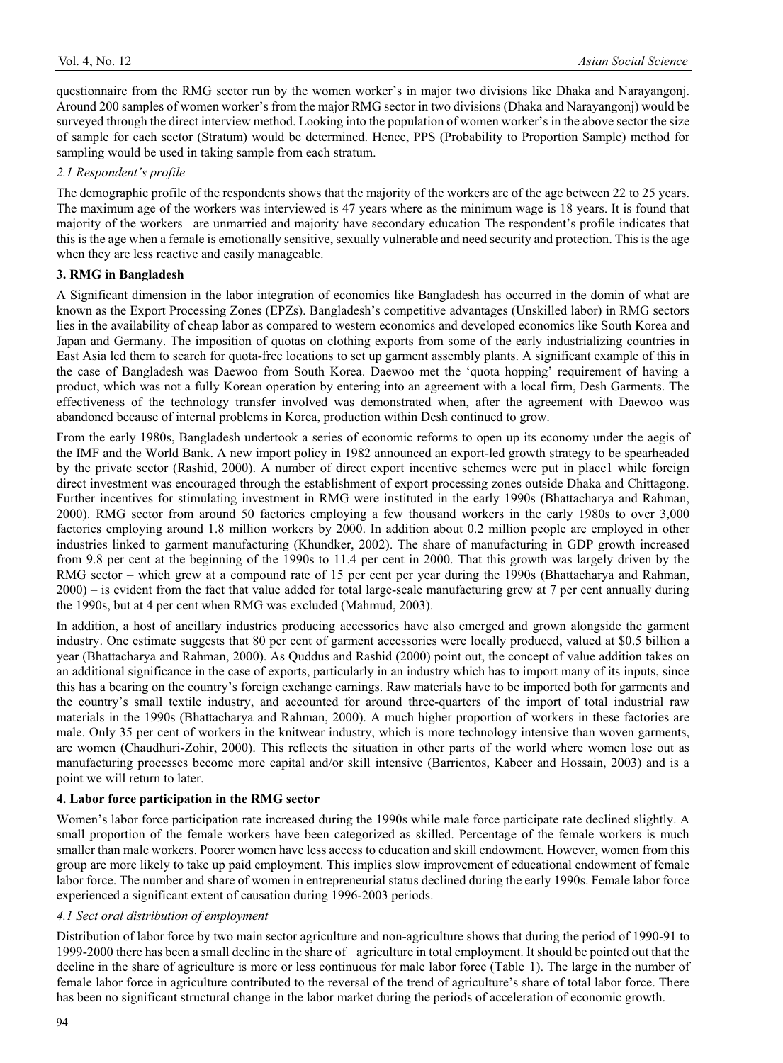questionnaire from the RMG sector run by the women worker's in major two divisions like Dhaka and Narayangonj. Around 200 samples of women worker's from the major RMG sector in two divisions (Dhaka and Narayangonj) would be surveyed through the direct interview method. Looking into the population of women worker's in the above sector the size of sample for each sector (Stratum) would be determined. Hence, PPS (Probability to Proportion Sample) method for sampling would be used in taking sample from each stratum.

### *2.1 Respondent's profile*

The demographic profile of the respondents shows that the majority of the workers are of the age between 22 to 25 years. The maximum age of the workers was interviewed is 47 years where as the minimum wage is 18 years. It is found that majority of the workers are unmarried and majority have secondary education The respondent's profile indicates that this is the age when a female is emotionally sensitive, sexually vulnerable and need security and protection. This is the age when they are less reactive and easily manageable.

## 3. RMG in Bangladesh

A Significant dimension in the labor integration of economics like Bangladesh has occurred in the domin of what are known as the Export Processing Zones (EPZs). Bangladesh's competitive advantages (Unskilled labor) in RMG sectors lies in the availability of cheap labor as compared to western economics and developed economics like South Korea and Japan and Germany. The imposition of quotas on clothing exports from some of the early industrializing countries in East Asia led them to search for quota-free locations to set up garment assembly plants. A significant example of this in the case of Bangladesh was Daewoo from South Korea. Daewoo met the 'quota hopping' requirement of having a product, which was not a fully Korean operation by entering into an agreement with a local firm, Desh Garments. The effectiveness of the technology transfer involved was demonstrated when, after the agreement with Daewoo was abandoned because of internal problems in Korea, production within Desh continued to grow.

From the early 1980s, Bangladesh undertook a series of economic reforms to open up its economy under the aegis of the IMF and the World Bank. A new import policy in 1982 announced an export-led growth strategy to be spearheaded by the private sector (Rashid, 2000). A number of direct export incentive schemes were put in place1 while foreign direct investment was encouraged through the establishment of export processing zones outside Dhaka and Chittagong. Further incentives for stimulating investment in RMG were instituted in the early 1990s (Bhattacharya and Rahman, 2000). RMG sector from around 50 factories employing a few thousand workers in the early 1980s to over 3,000 factories employing around 1.8 million workers by 2000. In addition about 0.2 million people are employed in other industries linked to garment manufacturing (Khundker, 2002). The share of manufacturing in GDP growth increased from 9.8 per cent at the beginning of the 1990s to 11.4 per cent in 2000. That this growth was largely driven by the RMG sector – which grew at a compound rate of 15 per cent per year during the 1990s (Bhattacharya and Rahman, 2000) – is evident from the fact that value added for total large-scale manufacturing grew at 7 per cent annually during the 1990s, but at 4 per cent when RMG was excluded (Mahmud, 2003).

In addition, a host of ancillary industries producing accessories have also emerged and grown alongside the garment industry. One estimate suggests that 80 per cent of garment accessories were locally produced, valued at \$0.5 billion a year (Bhattacharya and Rahman, 2000). As Quddus and Rashid (2000) point out, the concept of value addition takes on an additional significance in the case of exports, particularly in an industry which has to import many of its inputs, since this has a bearing on the country's foreign exchange earnings. Raw materials have to be imported both for garments and the country's small textile industry, and accounted for around three-quarters of the import of total industrial raw materials in the 1990s (Bhattacharya and Rahman, 2000). A much higher proportion of workers in these factories are male. Only 35 per cent of workers in the knitwear industry, which is more technology intensive than woven garments, are women (Chaudhuri-Zohir, 2000). This reflects the situation in other parts of the world where women lose out as manufacturing processes become more capital and/or skill intensive (Barrientos, Kabeer and Hossain, 2003) and is a point we will return to later.

## 4. Labor force participation in the RMG sector

Women's labor force participation rate increased during the 1990s while male force participate rate declined slightly. A small proportion of the female workers have been categorized as skilled. Percentage of the female workers is much smaller than male workers. Poorer women have less access to education and skill endowment. However, women from this group are more likely to take up paid employment. This implies slow improvement of educational endowment of female labor force. The number and share of women in entrepreneurial status declined during the early 1990s. Female labor force experienced a significant extent of causation during 1996-2003 periods.

### *4.1 Sect oral distribution of employment*

Distribution of labor force by two main sector agriculture and non-agriculture shows that during the period of 1990-91 to 1999-2000 there has been a small decline in the share of agriculture in total employment. It should be pointed out that the decline in the share of agriculture is more or less continuous for male labor force (Table 1). The large in the number of female labor force in agriculture contributed to the reversal of the trend of agriculture's share of total labor force. There has been no significant structural change in the labor market during the periods of acceleration of economic growth.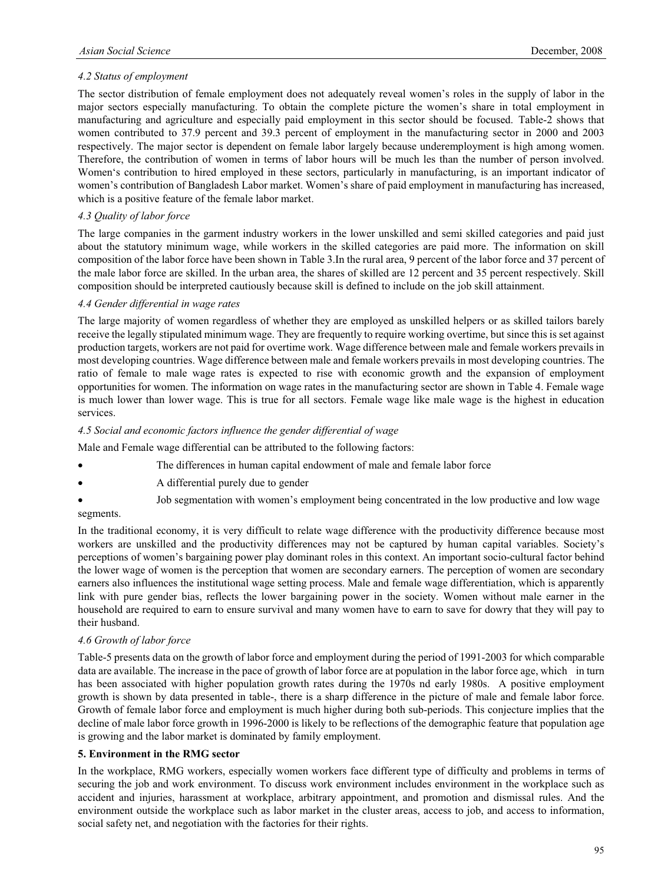*4.2 Status of employment*

The sector distribution of female employment does not adequately reveal women's roles in the supply of labor in the major sectors especially manufacturing. To obtain the complete picture the women's share in total employment in manufacturing and agriculture and especially paid employment in this sector should be focused. Table-2 shows that women contributed to 37.9 percent and 39.3 percent of employment in the manufacturing sector in 2000 and 2003 respectively. The major sector is dependent on female labor largely because underemployment is high among women. Therefore, the contribution of women in terms of labor hours will be much les than the number of person involved. Women's contribution to hired employed in these sectors, particularly in manufacturing, is an important indicator of women's contribution of Bangladesh Labor market. Women's share of paid employment in manufacturing has increased, which is a positive feature of the female labor market.

*4.3 Quality of labor force*

The large companies in the garment industry workers in the lower unskilled and semi skilled categories and paid just about the statutory minimum wage, while workers in the skilled categories are paid more. The information on skill composition of the labor force have been shown in Table 3.In the rural area, 9 percent of the labor force and 37 percent of the male labor force are skilled. In the urban area, the shares of skilled are 12 percent and 35 percent respectively. Skill composition should be interpreted cautiously because skill is defined to include on the job skill attainment.

*4.4 Gender differential in wage rates*

The large majority of women regardless of whether they are employed as unskilled helpers or as skilled tailors barely receive the legally stipulated minimum wage. They are frequently to require working overtime, but since this is set against production targets, workers are not paid for overtime work. Wage difference between male and female workers prevails in most developing countries. Wage difference between male and female workers prevails in most developing countries. The ratio of female to male wage rates is expected to rise with economic growth and the expansion of employment opportunities for women. The information on wage rates in the manufacturing sector are shown in Table 4. Female wage is much lower than lower wage. This is true for all sectors. Female wage like male wage is the highest in education services.

*4.5 Social and economic factors influence the gender differential of wage*

Male and Female wage differential can be attributed to the following factors:

- The differences in human capital endowment of male and female labor force
- A differential purely due to gender
- Job segmentation with women's employment being concentrated in the low productive and low wage segments.

In the traditional economy, it is very difficult to relate wage difference with the productivity difference because most workers are unskilled and the productivity differences may not be captured by human capital variables. Society's perceptions of women's bargaining power play dominant roles in this context. An important socio-cultural factor behind the lower wage of women is the perception that women are secondary earners. The perception of women are secondary earners also influences the institutional wage setting process. Male and female wage differentiation, which is apparently link with pure gender bias, reflects the lower bargaining power in the society. Women without male earner in the household are required to earn to ensure survival and many women have to earn to save for dowry that they will pay to their husband.

*4.6 Growth of labor force*

Table-5 presents data on the growth of labor force and employment during the period of 1991-2003 for which comparable data are available. The increase in the pace of growth of labor force are at population in the labor force age, which in turn has been associated with higher population growth rates during the 1970s nd early 1980s. A positive employment growth is shown by data presented in table-, there is a sharp difference in the picture of male and female labor force. Growth of female labor force and employment is much higher during both sub-periods. This conjecture implies that the decline of male labor force growth in 1996-2000 is likely to be reflections of the demographic feature that population age is growing and the labor market is dominated by family employment.

**5. Environment in the RMG sector**

In the workplace, RMG workers, especially women workers face different type of difficulty and problems in terms of securing the job and work environment. To discuss work environment includes environment in the workplace such as accident and injuries, harassment at workplace, arbitrary appointment, and promotion and dismissal rules. And the environment outside the workplace such as labor market in the cluster areas, access to job, and access to information, social safety net, and negotiation with the factories for their rights.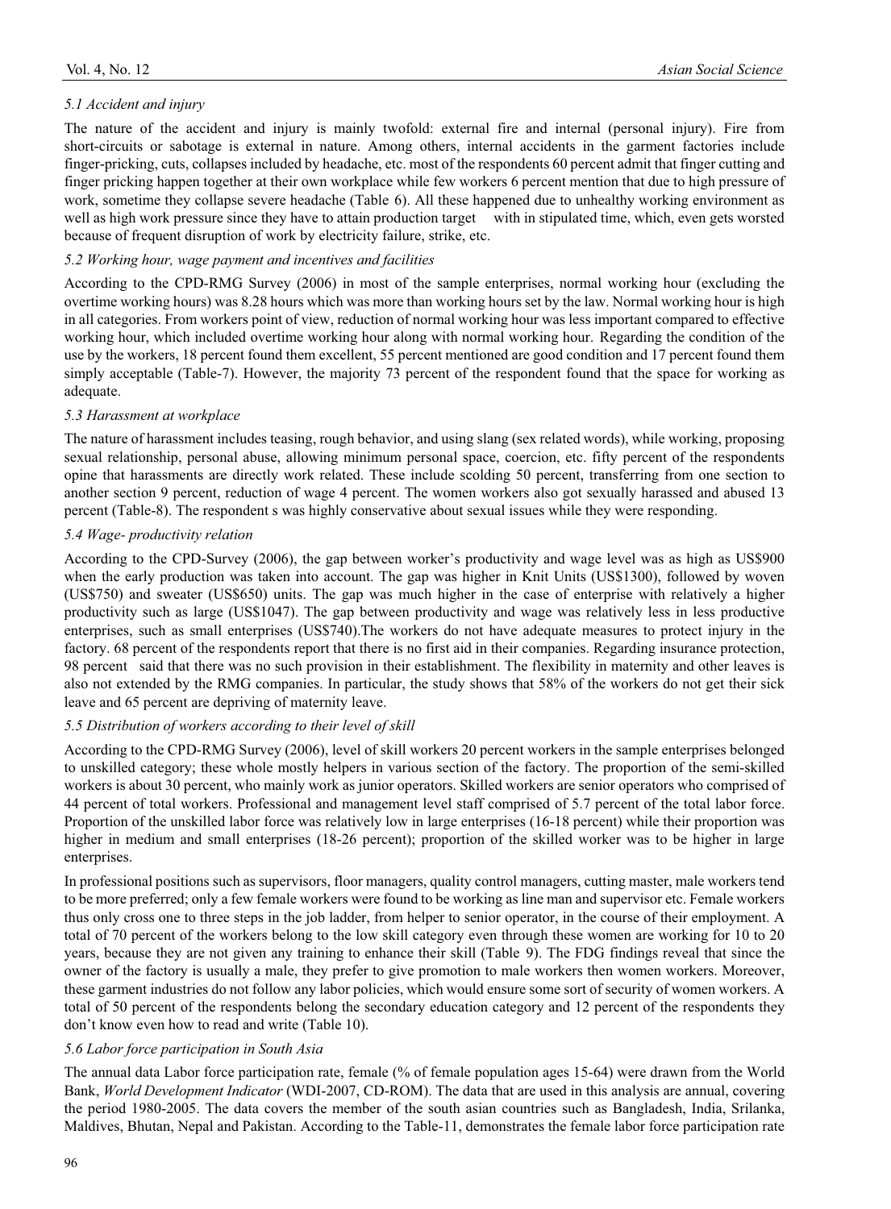### *5.1 Accident and injury*

The nature of the accident and injury is mainly twofold: external fire and internal (personal injury). Fire from short-circuits or sabotage is external in nature. Among others, internal accidents in the garment factories include finger-pricking, cuts, collapses included by headache, etc. most of the respondents 60 percent admit that finger cutting and finger pricking happen together at their own workplace while few workers 6 percent mention that due to high pressure of work, sometime they collapse severe headache (Table 6). All these happened due to unhealthy working environment as well as high work pressure since they have to attain production target with in stipulated time, which, even gets worsted because of frequent disruption of work by electricity failure, strike, etc.

### *5.2 Working hour, wage payment and incentives and facilities*

According to the CPD-RMG Survey (2006) in most of the sample enterprises, normal working hour (excluding the overtime working hours) was 8.28 hours which was more than working hours set by the law. Normal working hour is high in all categories. From workers point of view, reduction of normal working hour was less important compared to effective working hour, which included overtime working hour along with normal working hour. Regarding the condition of the use by the workers, 18 percent found them excellent, 55 percent mentioned are good condition and 17 percent found them simply acceptable (Table-7). However, the majority 73 percent of the respondent found that the space for working as adequate.

### *5.3 Harassment at workplace*

The nature of harassment includes teasing, rough behavior, and using slang (sex related words), while working, proposing sexual relationship, personal abuse, allowing minimum personal space, coercion, etc. fifty percent of the respondents opine that harassments are directly work related. These include scolding 50 percent, transferring from one section to another section 9 percent, reduction of wage 4 percent. The women workers also got sexually harassed and abused 13 percent (Table-8). The respondent s was highly conservative about sexual issues while they were responding.

### *5.4 Wage- productivity relation*

According to the CPD-Survey (2006), the gap between worker's productivity and wage level was as high as US$900 when the early production was taken into account. The gap was higher in Knit Units (US$1300), followed by woven (US$750) and sweater (US$650) units. The gap was much higher in the case of enterprise with relatively a higher productivity such as large (US$1047). The gap between productivity and wage was relatively less in less productive enterprises, such as small enterprises (US$740).The workers do not have adequate measures to protect injury in the factory. 68 percent of the respondents report that there is no first aid in their companies. Regarding insurance protection, 98 percent said that there was no such provision in their establishment. The flexibility in maternity and other leaves is also not extended by the RMG companies. In particular, the study shows that 58% of the workers do not get their sick leave and 65 percent are depriving of maternity leave.

### *5.5 Distribution of workers according to their level of skill*

According to the CPD-RMG Survey (2006), level of skill workers 20 percent workers in the sample enterprises belonged to unskilled category; these whole mostly helpers in various section of the factory. The proportion of the semi-skilled workers is about 30 percent, who mainly work as junior operators. Skilled workers are senior operators who comprised of 44 percent of total workers. Professional and management level staff comprised of 5.7 percent of the total labor force. Proportion of the unskilled labor force was relatively low in large enterprises (16-18 percent) while their proportion was higher in medium and small enterprises (18-26 percent); proportion of the skilled worker was to be higher in large enterprises.

In professional positions such as supervisors, floor managers, quality control managers, cutting master, male workers tend to be more preferred; only a few female workers were found to be working as line man and supervisor etc. Female workers thus only cross one to three steps in the job ladder, from helper to senior operator, in the course of their employment. A total of 70 percent of the workers belong to the low skill category even through these women are working for 10 to 20 years, because they are not given any training to enhance their skill (Table 9). The FDG findings reveal that since the owner of the factory is usually a male, they prefer to give promotion to male workers then women workers. Moreover, these garment industries do not follow any labor policies, which would ensure some sort of security of women workers. A total of 50 percent of the respondents belong the secondary education category and 12 percent of the respondents they don't know even how to read and write (Table 10).

### *5.6 Labor force participation in South Asia*

The annual data Labor force participation rate, female (% of female population ages 15-64) were drawn from the World Bank, *World Development Indicator* (WDI-2007, CD-ROM). The data that are used in this analysis are annual, covering the period 1980-2005. The data covers the member of the south asian countries such as Bangladesh, India, Srilanka, Maldives, Bhutan, Nepal and Pakistan. According to the Table-11, demonstrates the female labor force participation rate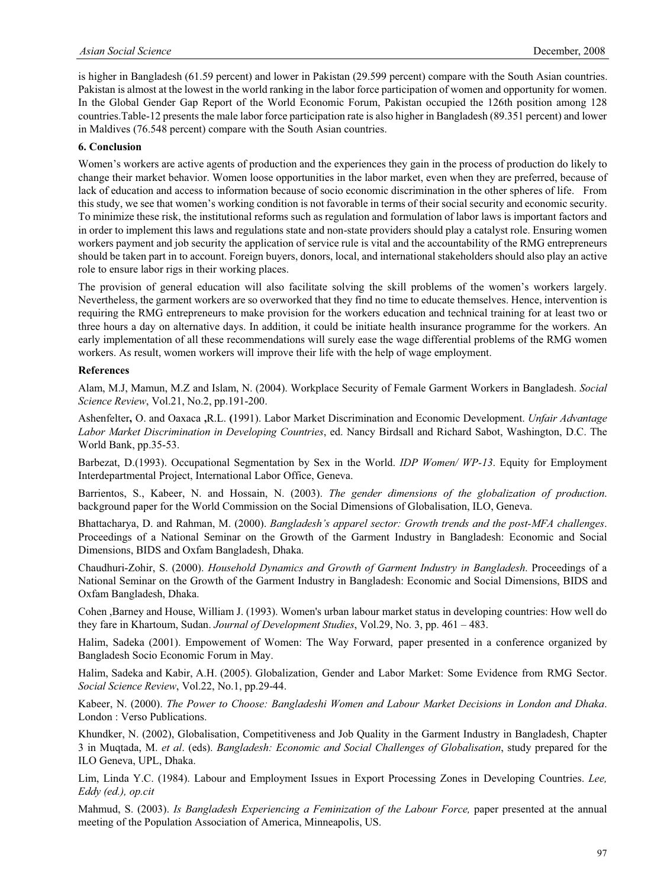is higher in Bangladesh (61.59 percent) and lower in Pakistan (29.599 percent) compare with the South Asian countries. Pakistan is almost at the lowest in the world ranking in the labor force participation of women and opportunity for women. In the Global Gender Gap Report of the World Economic Forum, Pakistan occupied the 126th position among 128 countries.Table-12 presents the male labor force participation rate is also higher in Bangladesh (89.351 percent) and lower in Maldives (76.548 percent) compare with the South Asian countries.

## 6. Conclusion

Women's workers are active agents of production and the experiences they gain in the process of production do likely to change their market behavior. Women loose opportunities in the labor market, even when they are preferred, because of lack of education and access to information because of socio economic discrimination in the other spheres of life. From this study, we see that women's working condition is not favorable in terms of their social security and economic security. To minimize these risk, the institutional reforms such as regulation and formulation of labor laws is important factors and in order to implement this laws and regulations state and non-state providers should play a catalyst role. Ensuring women workers payment and job security the application of service rule is vital and the accountability of the RMG entrepreneurs should be taken part in to account. Foreign buyers, donors, local, and international stakeholders should also play an active role to ensure labor rigs in their working places.

The provision of general education will also facilitate solving the skill problems of the women's workers largely. Nevertheless, the garment workers are so overworked that they find no time to educate themselves. Hence, intervention is requiring the RMG entrepreneurs to make provision for the workers education and technical training for at least two or three hours a day on alternative days. In addition, it could be initiate health insurance programme for the workers. An early implementation of all these recommendations will surely ease the wage differential problems of the RMG women workers. As result, women workers will improve their life with the help of wage employment.

## References

Alam, M.J, Mamun, M.Z and Islam, N. (2004). Workplace Security of Female Garment Workers in Bangladesh. *Social Science Review*, Vol.21, No.2, pp.191-200.

Ashenfelter**,** O. and Oaxaca **,**R.L. **(**1991). Labor Market Discrimination and Economic Development. *Unfair Advantage Labor Market Discrimination in Developing Countries*, ed. Nancy Birdsall and Richard Sabot, Washington, D.C. The World Bank, pp.35-53.

Barbezat, D.(1993). Occupational Segmentation by Sex in the World. *IDP Women/ WP-13*. Equity for Employment Interdepartmental Project, International Labor Office, Geneva.

Barrientos, S., Kabeer, N. and Hossain, N. (2003). *The gender dimensions of the globalization of production*. background paper for the World Commission on the Social Dimensions of Globalisation, ILO, Geneva.

Bhattacharya, D. and Rahman, M. (2000). *Bangladesh's apparel sector: Growth trends and the post-MFA challenges*. Proceedings of a National Seminar on the Growth of the Garment Industry in Bangladesh: Economic and Social Dimensions, BIDS and Oxfam Bangladesh, Dhaka.

Chaudhuri-Zohir, S. (2000). *Household Dynamics and Growth of Garment Industry in Bangladesh*. Proceedings of a National Seminar on the Growth of the Garment Industry in Bangladesh: Economic and Social Dimensions, BIDS and Oxfam Bangladesh, Dhaka.

Cohen ,Barney and House, William J. (1993). Women's urban labour market status in developing countries: How well do they fare in Khartoum, Sudan. *Journal of Development Studies*, Vol.29, No. 3, pp. 461 – 483.

Halim, Sadeka (2001). Empowement of Women: The Way Forward, paper presented in a conference organized by Bangladesh Socio Economic Forum in May.

Halim, Sadeka and Kabir, A.H. (2005). Globalization, Gender and Labor Market: Some Evidence from RMG Sector. *Social Science Review*, Vol.22, No.1, pp.29-44.

Kabeer, N. (2000). *The Power to Choose: Bangladeshi Women and Labour Market Decisions in London and Dhaka*. London : Verso Publications.

Khundker, N. (2002), Globalisation, Competitiveness and Job Quality in the Garment Industry in Bangladesh, Chapter 3 in Muqtada, M. *et al*. (eds). *Bangladesh: Economic and Social Challenges of Globalisation*, study prepared for the ILO Geneva, UPL, Dhaka.

Lim, Linda Y.C. (1984). Labour and Employment Issues in Export Processing Zones in Developing Countries. *Lee, Eddy (ed.), op.cit*

Mahmud, S. (2003). *Is Bangladesh Experiencing a Feminization of the Labour Force,* paper presented at the annual meeting of the Population Association of America, Minneapolis, US.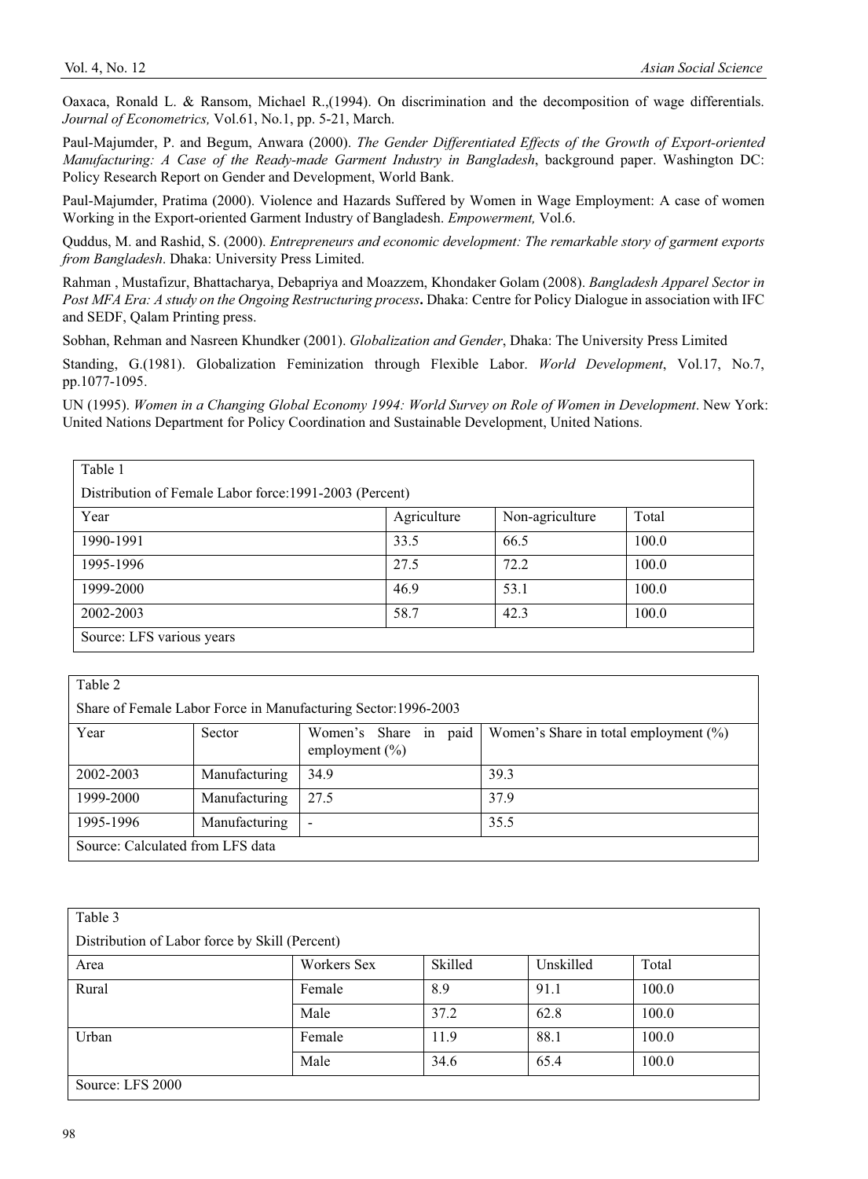Oaxaca, Ronald L. & Ransom, Michael R.,(1994). On discrimination and the decomposition of wage differentials. *Journal of Econometrics,* Vol.61, No.1, pp. 5-21, March.

Paul-Majumder, P. and Begum, Anwara (2000). *The Gender Differentiated Effects of the Growth of Export-oriented Manufacturing: A Case of the Ready-made Garment Industry in Bangladesh*, background paper. Washington DC: Policy Research Report on Gender and Development, World Bank.

Paul-Majumder, Pratima (2000). Violence and Hazards Suffered by Women in Wage Employment: A case of women Working in the Export-oriented Garment Industry of Bangladesh. *Empowerment,* Vol.6.

Quddus, M. and Rashid, S. (2000). *Entrepreneurs and economic development: The remarkable story of garment exports from Bangladesh*. Dhaka: University Press Limited.

Rahman , Mustafizur, Bhattacharya, Debapriya and Moazzem, Khondaker Golam (2008). *Bangladesh Apparel Sector in Post MFA Era: A study on the Ongoing Restructuring process***.** Dhaka: Centre for Policy Dialogue in association with IFC and SEDF, Qalam Printing press.

Sobhan, Rehman and Nasreen Khundker (2001). *Globalization and Gender*, Dhaka: The University Press Limited

Standing, G.(1981). Globalization Feminization through Flexible Labor. *World Development*, Vol.17, No.7, pp.1077-1095.

UN (1995). *Women in a Changing Global Economy 1994: World Survey on Role of Women in Development*. New York: United Nations Department for Policy Coordination and Sustainable Development, United Nations.

Table 1

Distribution of Female Labor force:1991-2003 (Percent)

| Year | Agriculture | Non-agriculture | Total |
|---|---|---|---|
| 1990-1991 | 33.5 | 66.5 | 100.0 |
| 1995-1996 | 27.5 | 72.2 | 100.0 |
| 1999-2000 | 46.9 | 53.1 | 100.0 |
| 2002-2003 | 58.7 | 42.3 | 100.0 |

Source: LFS various years

Table 2

Share of Female Labor Force in Manufacturing Sector:1996-2003

| Year | Sector | Women's Share in paid employment (%) | Women's Share in total employment (%) |
|---|---|---|---|
| 2002-2003 | Manufacturing | 34.9 | 39.3 |
| 1999-2000 | Manufacturing | 27.5 | 37.9 |
| 1995-1996 | Manufacturing | - | 35.5 |

Source: Calculated from LFS data

Table 3

Distribution of Labor force by Skill (Percent)

| Area | Workers Sex | Skilled | Unskilled | Total |
|---|---|---|---|---|
| Rural | Female | 8.9 | 91.1 | 100.0 |
| | Male | 37.2 | 62.8 | 100.0 |
| Urban | Female | 11.9 | 88.1 | 100.0 |
| | Male | 34.6 | 65.4 | 100.0 |

Source: LFS 2000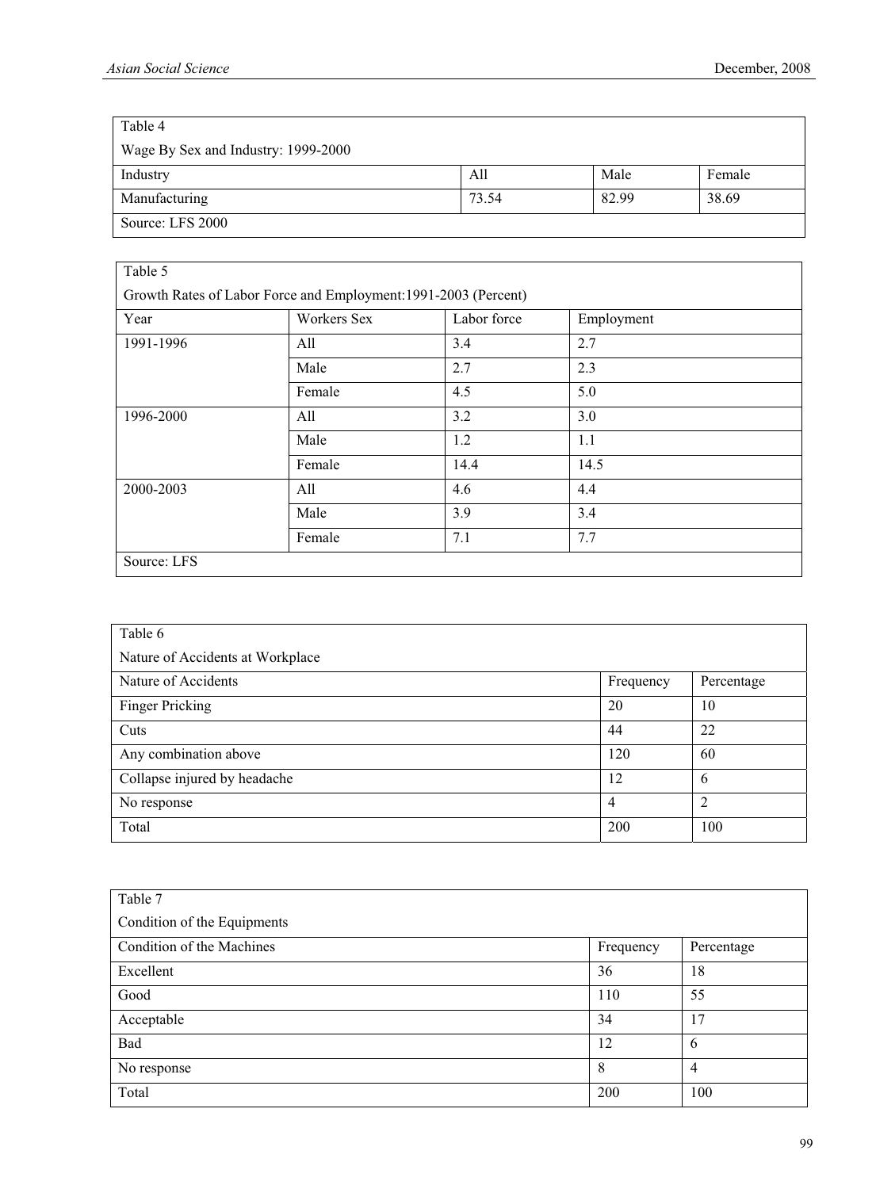Table 4

Wage By Sex and Industry: 1999-2000

| Industry | All | Male | Female |
|---|---|---|---|
| Manufacturing | 73.54 | 82.99 | 38.69 |

Source: LFS 2000

Table 5

Growth Rates of Labor Force and Employment:1991-2003 (Percent)

| Year | Workers Sex | Labor force | Employment |
|---|---|---|---|
| 1991-1996 | All | 3.4 | 2.7 |
| | Male | 2.7 | 2.3 |
| | Female | 4.5 | 5.0 |
| 1996-2000 | All | 3.2 | 3.0 |
| | Male | 1.2 | 1.1 |
| | Female | 14.4 | 14.5 |
| 2000-2003 | All | 4.6 | 4.4 |
| | Male | 3.9 | 3.4 |
| | Female | 7.1 | 7.7 |

Source: LFS

Table 6

Nature of Accidents at Workplace

| Nature of Accidents | Frequency | Percentage |
|---|---|---|
| Finger Pricking | 20 | 10 |
| Cuts | 44 | 22 |
| Any combination above | 120 | 60 |
| Collapse injured by headache | 12 | 6 |
| No response | 4 | 2 |
| Total | 200 | 100 |

Table 7

Condition of the Equipments

| Condition of the Machines | Frequency | Percentage |
|---|---|---|
| Excellent | 36 | 18 |
| Good | 110 | 55 |
| Acceptable | 34 | 17 |
| Bad | 12 | 6 |
| No response | 8 | 4 |
| Total | 200 | 100 |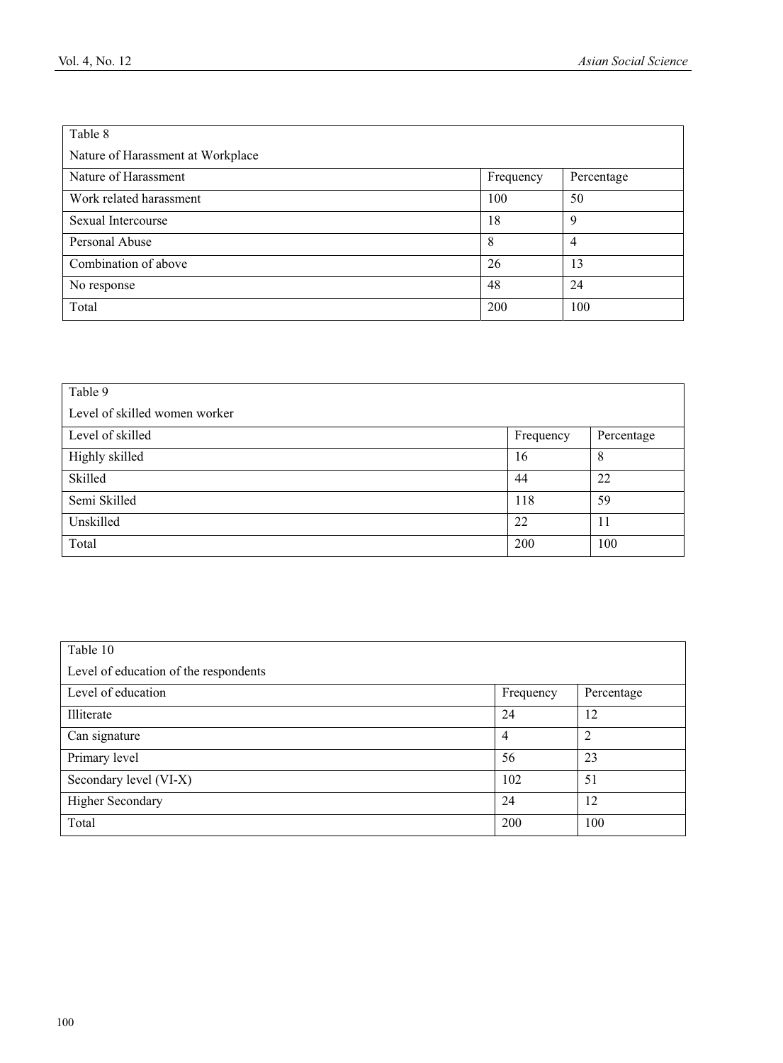Table 8

Nature of Harassment at Workplace

| Nature of Harassment | Frequency | Percentage |
|---|---|---|
| Work related harassment | 100 | 50 |
| Sexual Intercourse | 18 | 9 |
| Personal Abuse | 8 | 4 |
| Combination of above | 26 | 13 |
| No response | 48 | 24 |
| Total | 200 | 100 |

Table 9

Level of skilled women worker

| Level of skilled | Frequency | Percentage |
|---|---|---|
| Highly skilled | 16 | 8 |
| Skilled | 44 | 22 |
| Semi Skilled | 118 | 59 |
| Unskilled | 22 | 11 |
| Total | 200 | 100 |

Table 10

Level of education of the respondents

| Level of education | Frequency | Percentage |
|---|---|---|
| Illiterate | 24 | 12 |
| Can signature | 4 | 2 |
| Primary level | 56 | 23 |
| Secondary level (VI-X) | 102 | 51 |
| Higher Secondary | 24 | 12 |
| Total | 200 | 100 |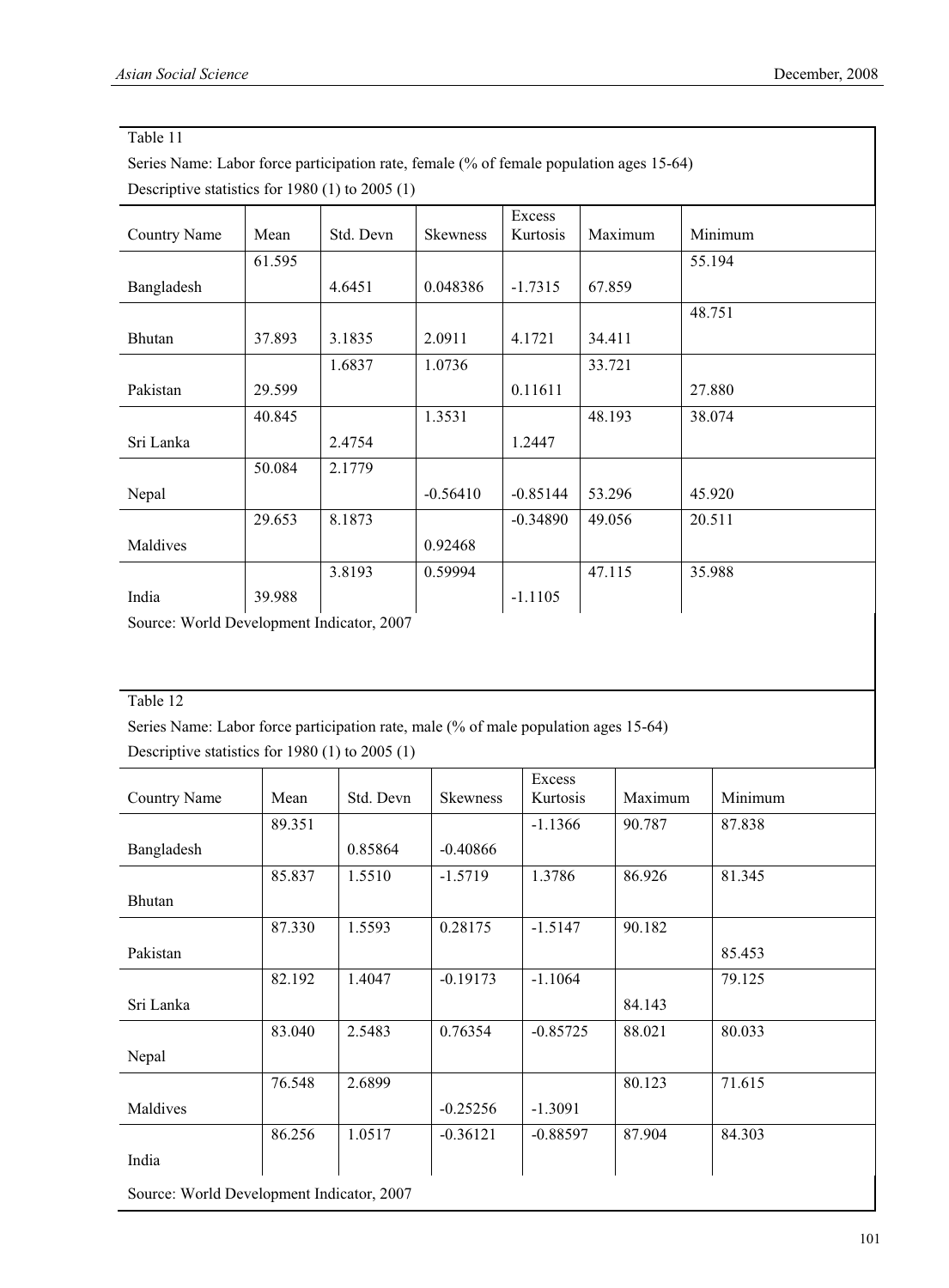Table 11

Series Name: Labor force participation rate, female (% of female population ages 15-64)

Descriptive statistics for 1980 (1) to 2005 (1)

| Country Name | Mean | Std. Devn | Skewness | Excess Kurtosis | Maximum | Minimum |
|---|---|---|---|---|---|---|
| Bangladesh | 61.595 | 4.6451 | 0.048386 | -1.7315 | 67.859 | 55.194 |
| Bhutan | 37.893 | 3.1835 | 2.0911 | 4.1721 | 34.411 | 48.751 |
| Pakistan | 29.599 | 1.6837 | 1.0736 | 0.11611 | 33.721 | 27.880 |
| Sri Lanka | 40.845 | 2.4754 | 1.3531 | 1.2447 | 48.193 | 38.074 |
| Nepal | 50.084 | 2.1779 | -0.56410 | -0.85144 | 53.296 | 45.920 |
| Maldives | 29.653 | 8.1873 | 0.92468 | -0.34890 | 49.056 | 20.511 |
| India | 39.988 | 3.8193 | 0.59994 | -1.1105 | 47.115 | 35.988 |

Source: World Development Indicator, 2007

Table 12

Series Name: Labor force participation rate, male (% of male population ages 15-64)

Descriptive statistics for 1980 (1) to 2005 (1)

| Country Name | Mean | Std. Devn | Skewness | Excess Kurtosis | Maximum | Minimum |
|---|---|---|---|---|---|---|
| Bangladesh | 89.351 | 0.85864 | -0.40866 | -1.1366 | 90.787 | 87.838 |
| Bhutan | 85.837 | 1.5510 | -1.5719 | 1.3786 | 86.926 | 81.345 |
| Pakistan | 87.330 | 1.5593 | 0.28175 | -1.5147 | 90.182 | 85.453 |
| Sri Lanka | 82.192 | 1.4047 | -0.19173 | -1.1064 | 84.143 | 79.125 |
| Nepal | 83.040 | 2.5483 | 0.76354 | -0.85725 | 88.021 | 80.033 |
| Maldives | 76.548 | 2.6899 | -0.25256 | -1.3091 | 80.123 | 71.615 |
| India | 86.256 | 1.0517 | -0.36121 | -0.88597 | 87.904 | 84.303 |

Source: World Development Indicator, 2007